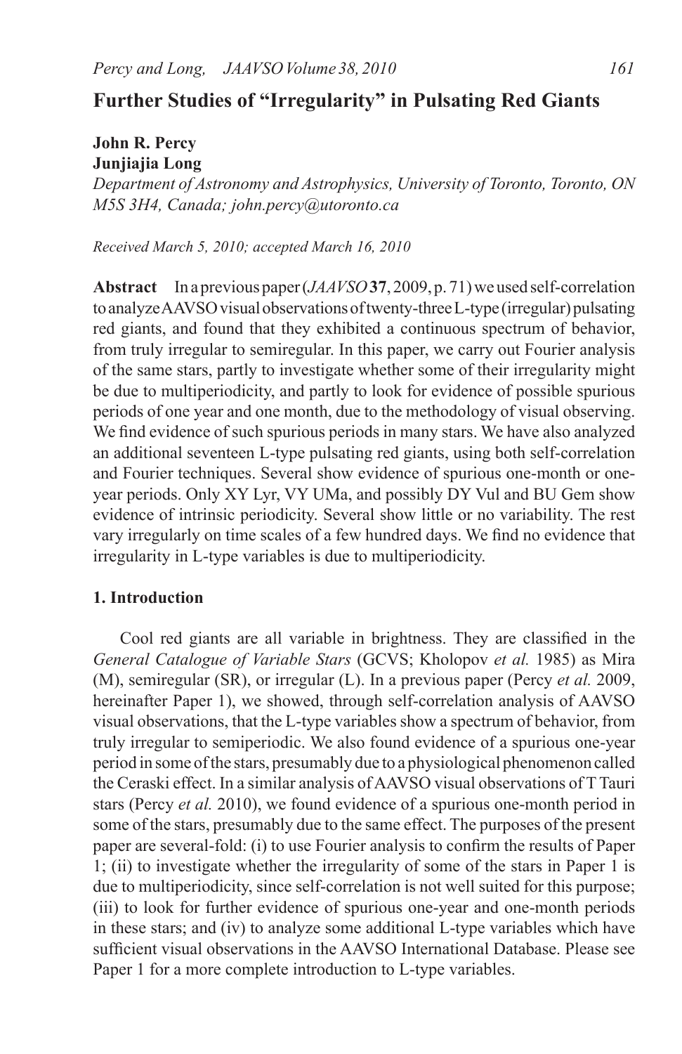# Further Studies of "Irregularity" in Pulsating Red Giants

**John R. Percy**
**Junjiajia Long**
*Department of Astronomy and Astrophysics, University of Toronto, Toronto, ON M5S 3H4, Canada; john.percy@utoronto.ca*

*Received March 5, 2010; accepted March 16, 2010*

**Abstract** In a previous paper (*JAAVSO* **37**, 2009, p. 71) we used self-correlation to analyze AAVSO visual observations of twenty-three L-type (irregular) pulsating red giants, and found that they exhibited a continuous spectrum of behavior, from truly irregular to semiregular. In this paper, we carry out Fourier analysis of the same stars, partly to investigate whether some of their irregularity might be due to multiperiodicity, and partly to look for evidence of possible spurious periods of one year and one month, due to the methodology of visual observing. We find evidence of such spurious periods in many stars. We have also analyzed an additional seventeen L-type pulsating red giants, using both self-correlation and Fourier techniques. Several show evidence of spurious one-month or one-year periods. Only XY Lyr, VY UMa, and possibly DY Vul and BU Gem show evidence of intrinsic periodicity. Several show little or no variability. The rest vary irregularly on time scales of a few hundred days. We find no evidence that irregularity in L-type variables is due to multiperiodicity.

## 1. Introduction

Cool red giants are all variable in brightness. They are classified in the *General Catalogue of Variable Stars* (GCVS; Kholopov *et al.* 1985) as Mira (M), semiregular (SR), or irregular (L). In a previous paper (Percy *et al.* 2009, hereinafter Paper 1), we showed, through self-correlation analysis of AAVSO visual observations, that the L-type variables show a spectrum of behavior, from truly irregular to semiperiodic. We also found evidence of a spurious one-year period in some of the stars, presumably due to a physiological phenomenon called the Ceraski effect. In a similar analysis of AAVSO visual observations of T Tauri stars (Percy *et al.* 2010), we found evidence of a spurious one-month period in some of the stars, presumably due to the same effect. The purposes of the present paper are several-fold: (i) to use Fourier analysis to confirm the results of Paper 1; (ii) to investigate whether the irregularity of some of the stars in Paper 1 is due to multiperiodicity, since self-correlation is not well suited for this purpose; (iii) to look for further evidence of spurious one-year and one-month periods in these stars; and (iv) to analyze some additional L-type variables which have sufficient visual observations in the AAVSO International Database. Please see Paper 1 for a more complete introduction to L-type variables.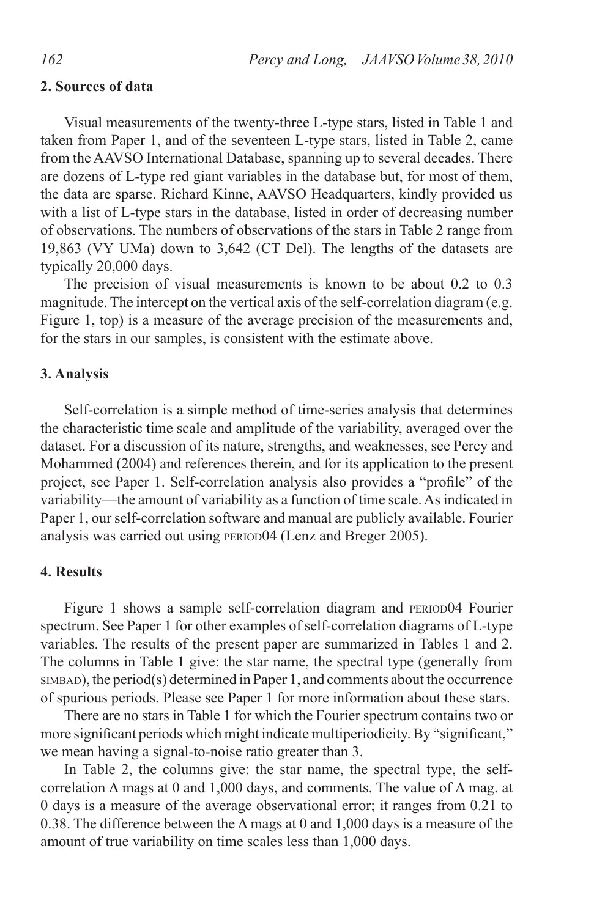## 2. Sources of data

Visual measurements of the twenty-three L-type stars, listed in Table 1 and taken from Paper 1, and of the seventeen L-type stars, listed in Table 2, came from the AAVSO International Database, spanning up to several decades. There are dozens of L-type red giant variables in the database but, for most of them, the data are sparse. Richard Kinne, AAVSO Headquarters, kindly provided us with a list of L-type stars in the database, listed in order of decreasing number of observations. The numbers of observations of the stars in Table 2 range from 19,863 (VY UMa) down to 3,642 (CT Del). The lengths of the datasets are typically 20,000 days.

The precision of visual measurements is known to be about 0.2 to 0.3 magnitude. The intercept on the vertical axis of the self-correlation diagram (e.g. Figure 1, top) is a measure of the average precision of the measurements and, for the stars in our samples, is consistent with the estimate above.

## 3. Analysis

Self-correlation is a simple method of time-series analysis that determines the characteristic time scale and amplitude of the variability, averaged over the dataset. For a discussion of its nature, strengths, and weaknesses, see Percy and Mohammed (2004) and references therein, and for its application to the present project, see Paper 1. Self-correlation analysis also provides a "profile" of the variability—the amount of variability as a function of time scale. As indicated in Paper 1, our self-correlation software and manual are publicly available. Fourier analysis was carried out using PERIOD04 (Lenz and Breger 2005).

## 4. Results

Figure 1 shows a sample self-correlation diagram and PERIOD04 Fourier spectrum. See Paper 1 for other examples of self-correlation diagrams of L-type variables. The results of the present paper are summarized in Tables 1 and 2. The columns in Table 1 give: the star name, the spectral type (generally from SIMBAD), the period(s) determined in Paper 1, and comments about the occurrence of spurious periods. Please see Paper 1 for more information about these stars.

There are no stars in Table 1 for which the Fourier spectrum contains two or more significant periods which might indicate multiperiodicity. By "significant," we mean having a signal-to-noise ratio greater than 3.

In Table 2, the columns give: the star name, the spectral type, the self-correlation Δ mags at 0 and 1,000 days, and comments. The value of Δ mag. at 0 days is a measure of the average observational error; it ranges from 0.21 to 0.38. The difference between the Δ mags at 0 and 1,000 days is a measure of the amount of true variability on time scales less than 1,000 days.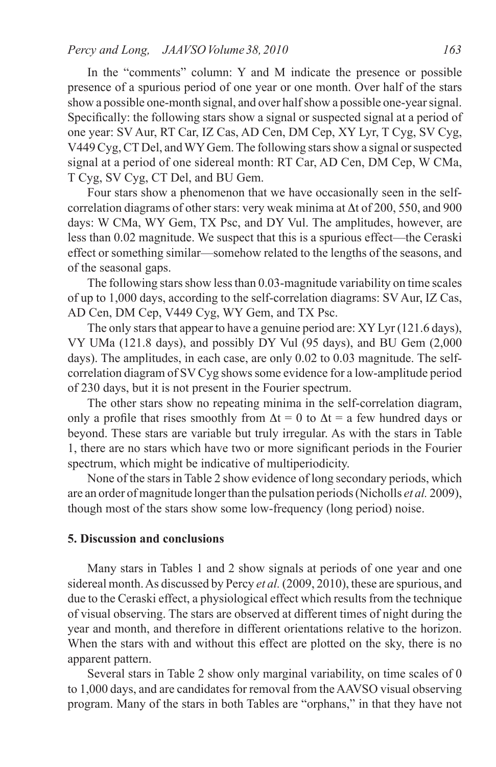In the "comments" column: Y and M indicate the presence or possible presence of a spurious period of one year or one month. Over half of the stars show a possible one-month signal, and over half show a possible one-year signal. Specifically: the following stars show a signal or suspected signal at a period of one year: SV Aur, RT Car, IZ Cas, AD Cen, DM Cep, XY Lyr, T Cyg, SV Cyg, V449 Cyg, CT Del, and WY Gem. The following stars show a signal or suspected signal at a period of one sidereal month: RT Car, AD Cen, DM Cep, W CMa, T Cyg, SV Cyg, CT Del, and BU Gem.

Four stars show a phenomenon that we have occasionally seen in the self-correlation diagrams of other stars: very weak minima at $\Delta t$ of 200, 550, and 900 days: W CMa, WY Gem, TX Psc, and DY Vul. The amplitudes, however, are less than 0.02 magnitude. We suspect that this is a spurious effect—the Ceraski effect or something similar—somehow related to the lengths of the seasons, and of the seasonal gaps.

The following stars show less than 0.03-magnitude variability on time scales of up to 1,000 days, according to the self-correlation diagrams: SV Aur, IZ Cas, AD Cen, DM Cep, V449 Cyg, WY Gem, and TX Psc.

The only stars that appear to have a genuine period are: XY Lyr (121.6 days), VY UMa (121.8 days), and possibly DY Vul (95 days), and BU Gem (2,000 days). The amplitudes, in each case, are only 0.02 to 0.03 magnitude. The self-correlation diagram of SV Cyg shows some evidence for a low-amplitude period of 230 days, but it is not present in the Fourier spectrum.

The other stars show no repeating minima in the self-correlation diagram, only a profile that rises smoothly from $\Delta t = 0$ to $\Delta t =$ a few hundred days or beyond. These stars are variable but truly irregular. As with the stars in Table 1, there are no stars which have two or more significant periods in the Fourier spectrum, which might be indicative of multiperiodicity.

None of the stars in Table 2 show evidence of long secondary periods, which are an order of magnitude longer than the pulsation periods (Nicholls *et al.* 2009), though most of the stars show some low-frequency (long period) noise.

## 5. Discussion and conclusions

Many stars in Tables 1 and 2 show signals at periods of one year and one sidereal month. As discussed by Percy *et al.* (2009, 2010), these are spurious, and due to the Ceraski effect, a physiological effect which results from the technique of visual observing. The stars are observed at different times of night during the year and month, and therefore in different orientations relative to the horizon. When the stars with and without this effect are plotted on the sky, there is no apparent pattern.

Several stars in Table 2 show only marginal variability, on time scales of 0 to 1,000 days, and are candidates for removal from the AAVSO visual observing program. Many of the stars in both Tables are "orphans," in that they have not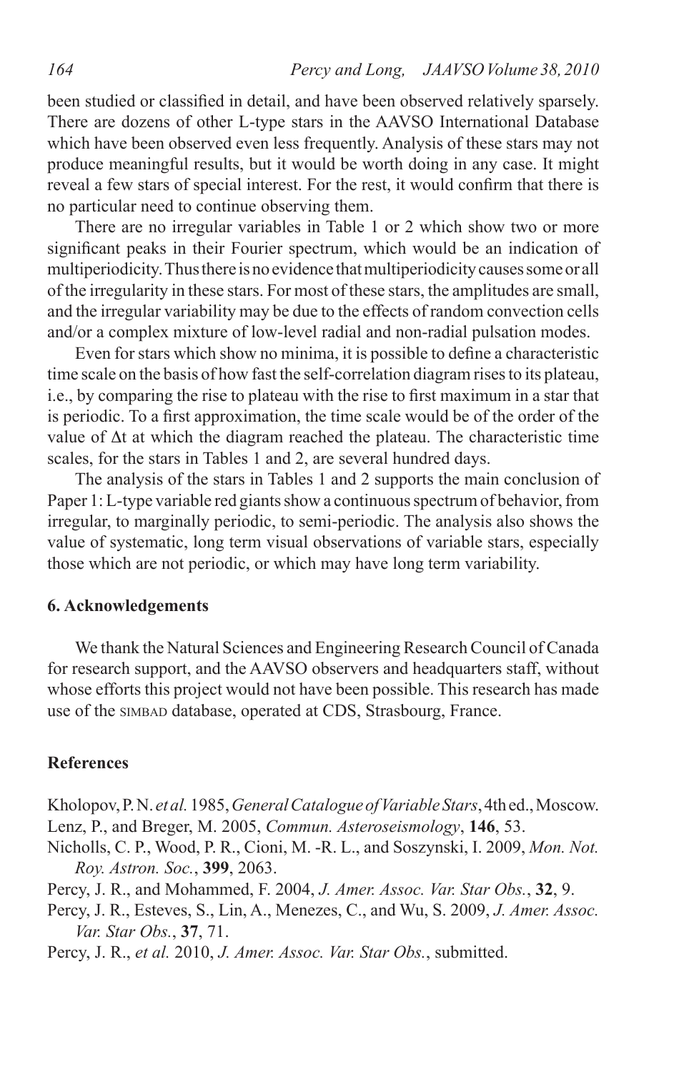been studied or classified in detail, and have been observed relatively sparsely. There are dozens of other L-type stars in the AAVSO International Database which have been observed even less frequently. Analysis of these stars may not produce meaningful results, but it would be worth doing in any case. It might reveal a few stars of special interest. For the rest, it would confirm that there is no particular need to continue observing them.

There are no irregular variables in Table 1 or 2 which show two or more significant peaks in their Fourier spectrum, which would be an indication of multiperiodicity. Thus there is no evidence that multiperiodicity causes some or all of the irregularity in these stars. For most of these stars, the amplitudes are small, and the irregular variability may be due to the effects of random convection cells and/or a complex mixture of low-level radial and non-radial pulsation modes.

Even for stars which show no minima, it is possible to define a characteristic time scale on the basis of how fast the self-correlation diagram rises to its plateau, i.e., by comparing the rise to plateau with the rise to first maximum in a star that is periodic. To a first approximation, the time scale would be of the order of the value of $\Delta t$ at which the diagram reached the plateau. The characteristic time scales, for the stars in Tables 1 and 2, are several hundred days.

The analysis of the stars in Tables 1 and 2 supports the main conclusion of Paper 1: L-type variable red giants show a continuous spectrum of behavior, from irregular, to marginally periodic, to semi-periodic. The analysis also shows the value of systematic, long term visual observations of variable stars, especially those which are not periodic, or which may have long term variability.

## 6. Acknowledgements

We thank the Natural Sciences and Engineering Research Council of Canada for research support, and the AAVSO observers and headquarters staff, without whose efforts this project would not have been possible. This research has made use of the SIMBAD database, operated at CDS, Strasbourg, France.

## References

Kholopov, P. N. *et al.* 1985, *General Catalogue of Variable Stars*, 4th ed., Moscow.

Lenz, P., and Breger, M. 2005, *Commun. Asteroseismology*, **146**, 53.

Nicholls, C. P., Wood, P. R., Cioni, M. -R. L., and Soszynski, I. 2009, *Mon. Not. Roy. Astron. Soc.*, **399**, 2063.

Percy, J. R., and Mohammed, F. 2004, *J. Amer. Assoc. Var. Star Obs.*, **32**, 9.

Percy, J. R., Esteves, S., Lin, A., Menezes, C., and Wu, S. 2009, *J. Amer. Assoc. Var. Star Obs.*, **37**, 71.

Percy, J. R., *et al.* 2010, *J. Amer. Assoc. Var. Star Obs.*, submitted.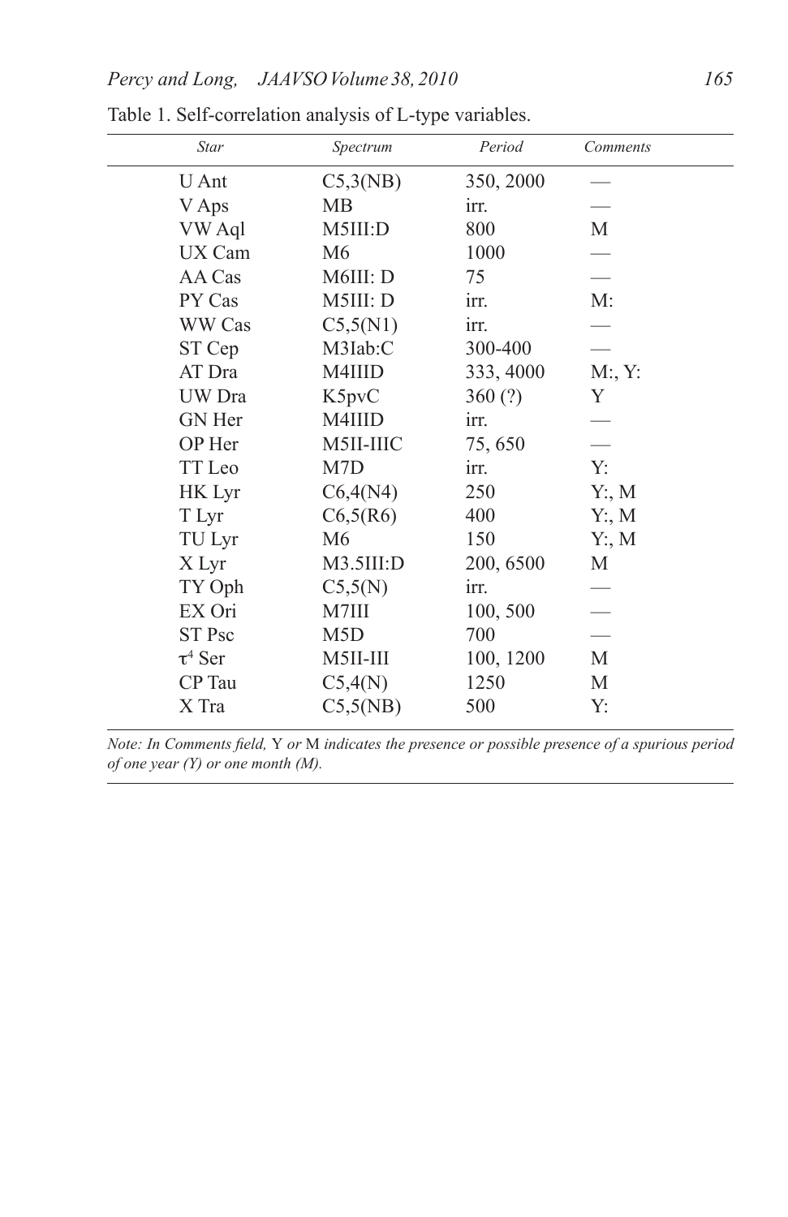Table 1. Self-correlation analysis of L-type variables.

| *Star* | *Spectrum* | *Period* | *Comments* |
|---|---|---|---|
| U Ant | C5,3(NB) | 350, 2000 | — |
| V Aps | MB | irr. | — |
| VW Aql | M5III:D | 800 | M |
| UX Cam | M6 | 1000 | — |
| AA Cas | M6III: D | 75 | — |
| PY Cas | M5III: D | irr. | M: |
| WW Cas | C5,5(N1) | irr. | — |
| ST Cep | M3Iab:C | 300-400 | — |
| AT Dra | M4IIID | 333, 4000 | M:, Y: |
| UW Dra | K5pvC | 360 (?) | Y |
| GN Her | M4IIID | irr. | — |
| OP Her | M5II-IIIC | 75, 650 | — |
| TT Leo | M7D | irr. | Y: |
| HK Lyr | C6,4(N4) | 250 | Y:, M |
| T Lyr | C6,5(R6) | 400 | Y:, M |
| TU Lyr | M6 | 150 | Y:, M |
| X Lyr | M3.5III:D | 200, 6500 | M |
| TY Oph | C5,5(N) | irr. | — |
| EX Ori | M7III | 100, 500 | — |
| ST Psc | M5D | 700 | — |
| $\tau^4$ Ser | M5II-III | 100, 1200 | M |
| CP Tau | C5,4(N) | 1250 | M |
| X Tra | C5,5(NB) | 500 | Y: |

*Note: In Comments field,* Y *or* M *indicates the presence or possible presence of a spurious period of one year (Y) or one month (M).*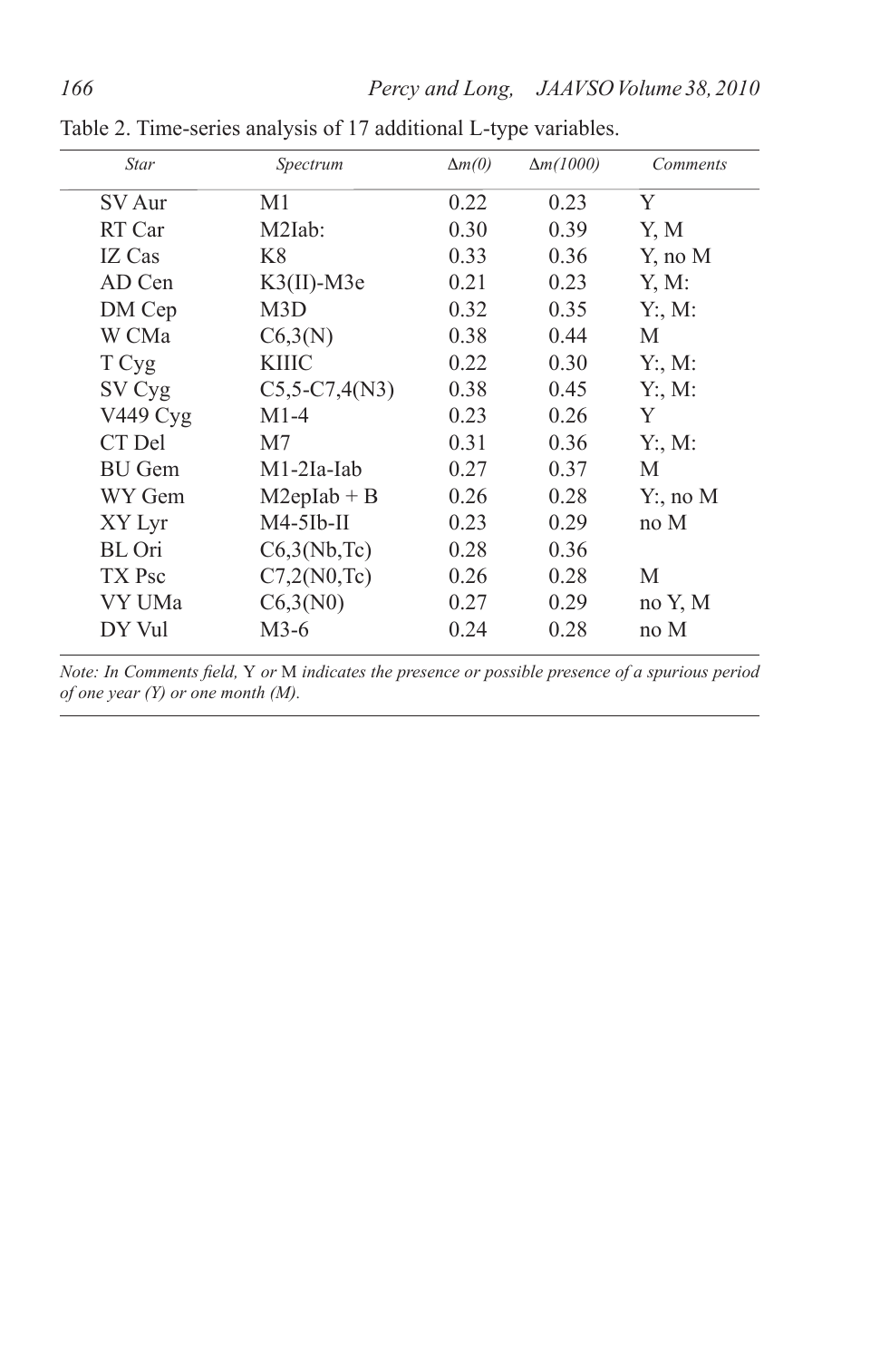Table 2. Time-series analysis of 17 additional L-type variables.

| *Star* | *Spectrum* | *Δm(0)* | *Δm(1000)* | *Comments* |
|---|---|---|---|---|
| SV Aur | M1 | 0.22 | 0.23 | Y |
| RT Car | M2Iab: | 0.30 | 0.39 | Y, M |
| IZ Cas | K8 | 0.33 | 0.36 | Y, no M |
| AD Cen | K3(II)-M3e | 0.21 | 0.23 | Y, M: |
| DM Cep | M3D | 0.32 | 0.35 | Y:, M: |
| W CMa | C6,3(N) | 0.38 | 0.44 | M |
| T Cyg | KIIIC | 0.22 | 0.30 | Y:, M: |
| SV Cyg | C5,5-C7,4(N3) | 0.38 | 0.45 | Y:, M: |
| V449 Cyg | M1-4 | 0.23 | 0.26 | Y |
| CT Del | M7 | 0.31 | 0.36 | Y:, M: |
| BU Gem | M1-2Ia-Iab | 0.27 | 0.37 | M |
| WY Gem | M2epIab + B | 0.26 | 0.28 | Y:, no M |
| XY Lyr | M4-5Ib-II | 0.23 | 0.29 | no M |
| BL Ori | C6,3(Nb,Tc) | 0.28 | 0.36 | |
| TX Psc | C7,2(N0,Tc) | 0.26 | 0.28 | M |
| VY UMa | C6,3(N0) | 0.27 | 0.29 | no Y, M |
| DY Vul | M3-6 | 0.24 | 0.28 | no M |

*Note: In Comments field,* Y *or* M *indicates the presence or possible presence of a spurious period of one year (Y) or one month (M).*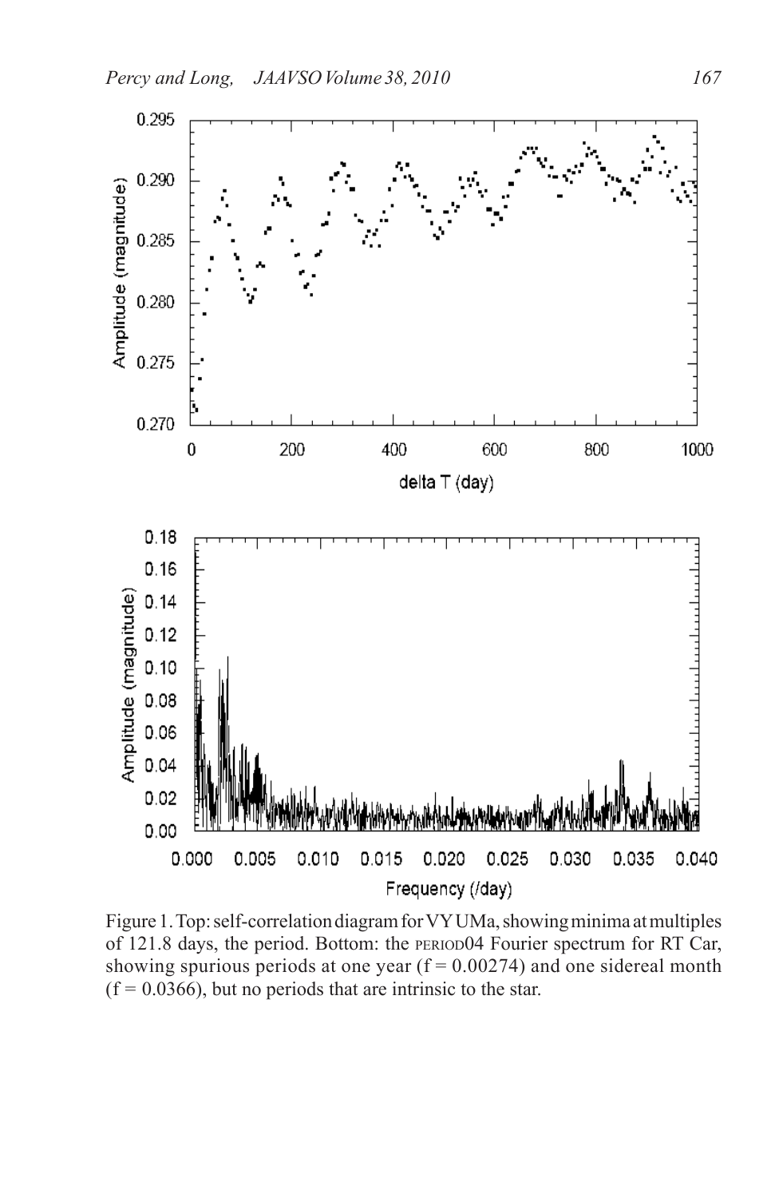0.295
0.290
0.285
0.280
0.275
0.270
Amplitude (magnitude)
0
200
400
600
800
1000
delta T (day)

0.18
0.16
0.14
0.12
0.10
0.08
0.06
0.04
0.02
0.00
Amplitude (magnitude)
0.000
0.005
0.010
0.015
0.020
0.025
0.030
0.035
0.040
Frequency (/day)

Figure 1. Top: self-correlation diagram for VY UMa, showing minima at multiples of 121.8 days, the period. Bottom: the PERIOD04 Fourier spectrum for RT Car, showing spurious periods at one year (f = 0.00274) and one sidereal month (f = 0.0366), but no periods that are intrinsic to the star.